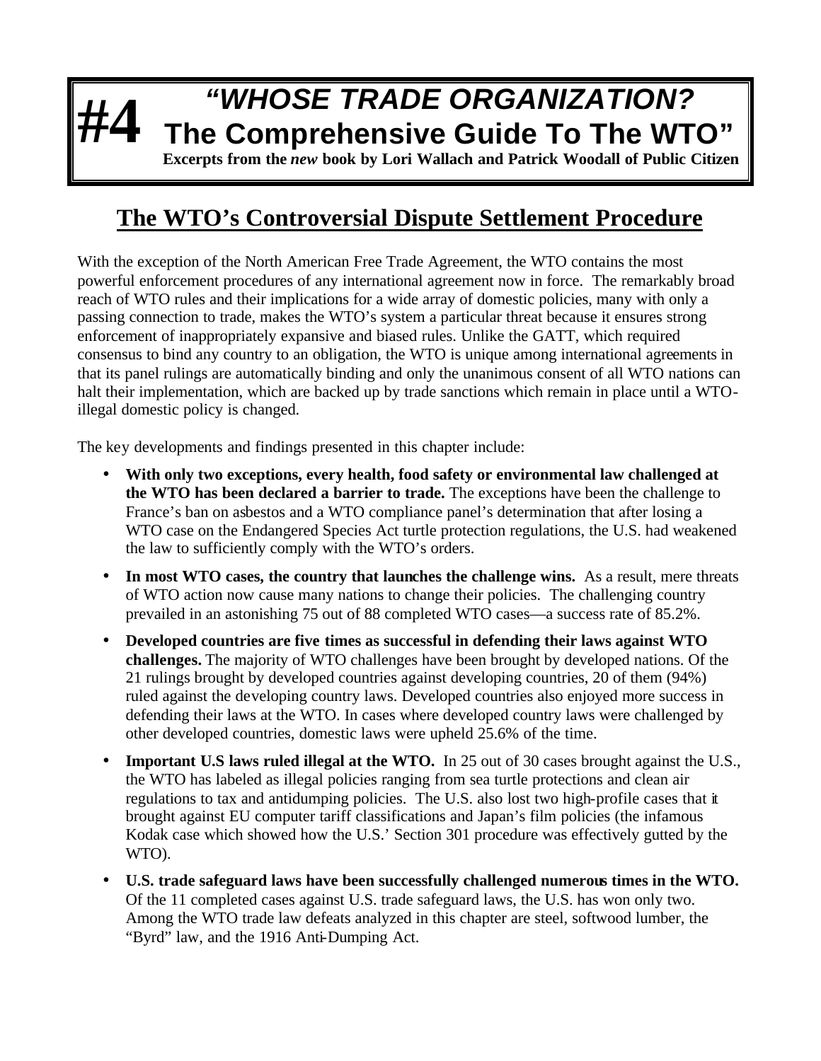# #4 "WHOSE TRADE ORGANIZATION? The Comprehensive Guide To The WTO"

**Excerpts from the *new* book by Lori Wallach and Patrick Woodall of Public Citizen**

## The WTO's Controversial Dispute Settlement Procedure

With the exception of the North American Free Trade Agreement, the WTO contains the most powerful enforcement procedures of any international agreement now in force. The remarkably broad reach of WTO rules and their implications for a wide array of domestic policies, many with only a passing connection to trade, makes the WTO's system a particular threat because it ensures strong enforcement of inappropriately expansive and biased rules. Unlike the GATT, which required consensus to bind any country to an obligation, the WTO is unique among international agreements in that its panel rulings are automatically binding and only the unanimous consent of all WTO nations can halt their implementation, which are backed up by trade sanctions which remain in place until a WTO-illegal domestic policy is changed.

The key developments and findings presented in this chapter include:

- **With only two exceptions, every health, food safety or environmental law challenged at the WTO has been declared a barrier to trade.** The exceptions have been the challenge to France's ban on asbestos and a WTO compliance panel's determination that after losing a WTO case on the Endangered Species Act turtle protection regulations, the U.S. had weakened the law to sufficiently comply with the WTO's orders.
- **In most WTO cases, the country that launches the challenge wins.** As a result, mere threats of WTO action now cause many nations to change their policies. The challenging country prevailed in an astonishing 75 out of 88 completed WTO cases—a success rate of 85.2%.
- **Developed countries are five times as successful in defending their laws against WTO challenges.** The majority of WTO challenges have been brought by developed nations. Of the 21 rulings brought by developed countries against developing countries, 20 of them (94%) ruled against the developing country laws. Developed countries also enjoyed more success in defending their laws at the WTO. In cases where developed country laws were challenged by other developed countries, domestic laws were upheld 25.6% of the time.
- **Important U.S laws ruled illegal at the WTO.** In 25 out of 30 cases brought against the U.S., the WTO has labeled as illegal policies ranging from sea turtle protections and clean air regulations to tax and antidumping policies. The U.S. also lost two high-profile cases that it brought against EU computer tariff classifications and Japan's film policies (the infamous Kodak case which showed how the U.S.' Section 301 procedure was effectively gutted by the WTO).
- **U.S. trade safeguard laws have been successfully challenged numerous times in the WTO.** Of the 11 completed cases against U.S. trade safeguard laws, the U.S. has won only two. Among the WTO trade law defeats analyzed in this chapter are steel, softwood lumber, the "Byrd" law, and the 1916 Anti-Dumping Act.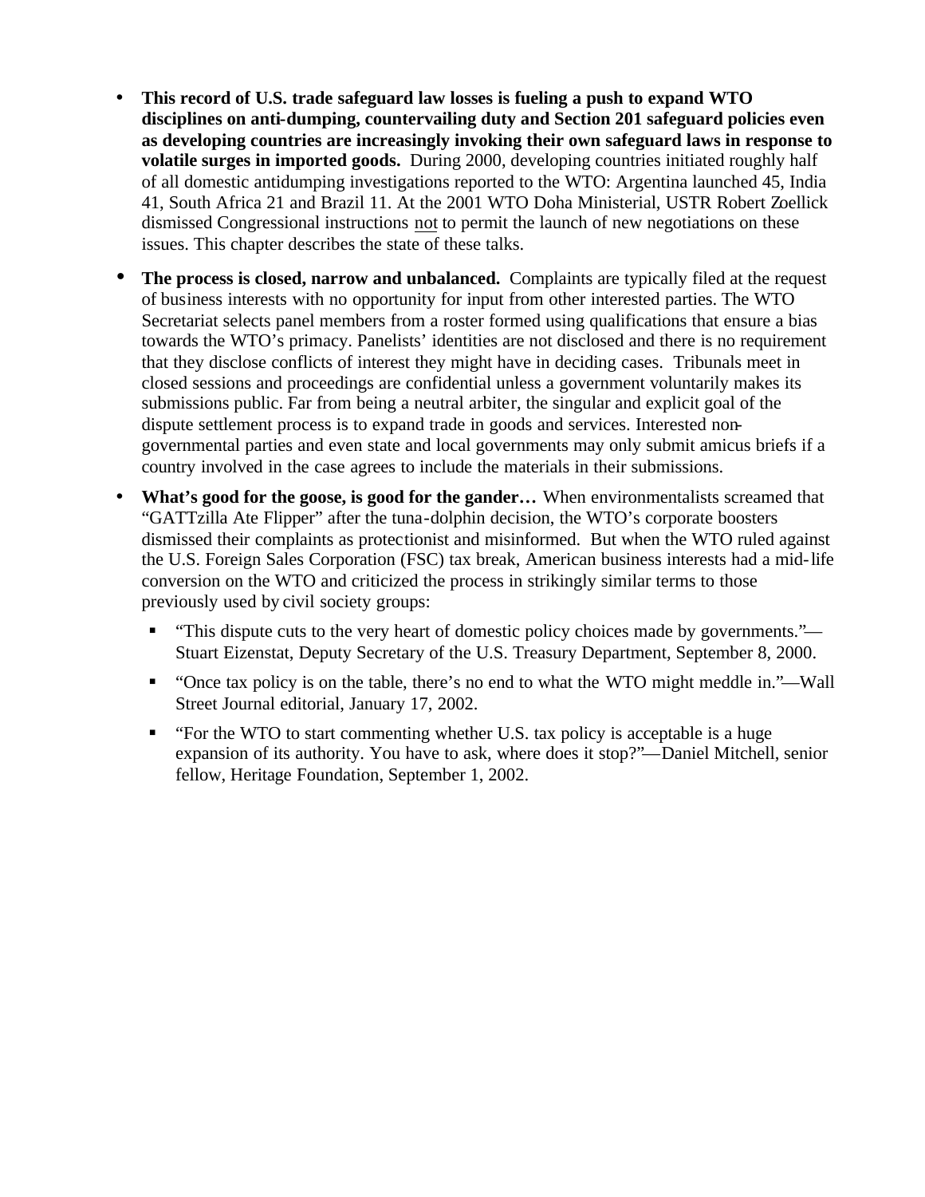- **This record of U.S. trade safeguard law losses is fueling a push to expand WTO disciplines on anti-dumping, countervailing duty and Section 201 safeguard policies even as developing countries are increasingly invoking their own safeguard laws in response to volatile surges in imported goods.** During 2000, developing countries initiated roughly half of all domestic antidumping investigations reported to the WTO: Argentina launched 45, India 41, South Africa 21 and Brazil 11. At the 2001 WTO Doha Ministerial, USTR Robert Zoellick dismissed Congressional instructions <u>not</u> to permit the launch of new negotiations on these issues. This chapter describes the state of these talks.

- **The process is closed, narrow and unbalanced.** Complaints are typically filed at the request of business interests with no opportunity for input from other interested parties. The WTO Secretariat selects panel members from a roster formed using qualifications that ensure a bias towards the WTO's primacy. Panelists' identities are not disclosed and there is no requirement that they disclose conflicts of interest they might have in deciding cases. Tribunals meet in closed sessions and proceedings are confidential unless a government voluntarily makes its submissions public. Far from being a neutral arbiter, the singular and explicit goal of the dispute settlement process is to expand trade in goods and services. Interested non-governmental parties and even state and local governments may only submit amicus briefs if a country involved in the case agrees to include the materials in their submissions.

- **What's good for the goose, is good for the gander…** When environmentalists screamed that "GATTzilla Ate Flipper" after the tuna-dolphin decision, the WTO's corporate boosters dismissed their complaints as protectionist and misinformed. But when the WTO ruled against the U.S. Foreign Sales Corporation (FSC) tax break, American business interests had a mid-life conversion on the WTO and criticized the process in strikingly similar terms to those previously used by civil society groups:

  - "This dispute cuts to the very heart of domestic policy choices made by governments."—Stuart Eizenstat, Deputy Secretary of the U.S. Treasury Department, September 8, 2000.
  - "Once tax policy is on the table, there's no end to what the WTO might meddle in."—Wall Street Journal editorial, January 17, 2002.
  - "For the WTO to start commenting whether U.S. tax policy is acceptable is a huge expansion of its authority. You have to ask, where does it stop?"—Daniel Mitchell, senior fellow, Heritage Foundation, September 1, 2002.